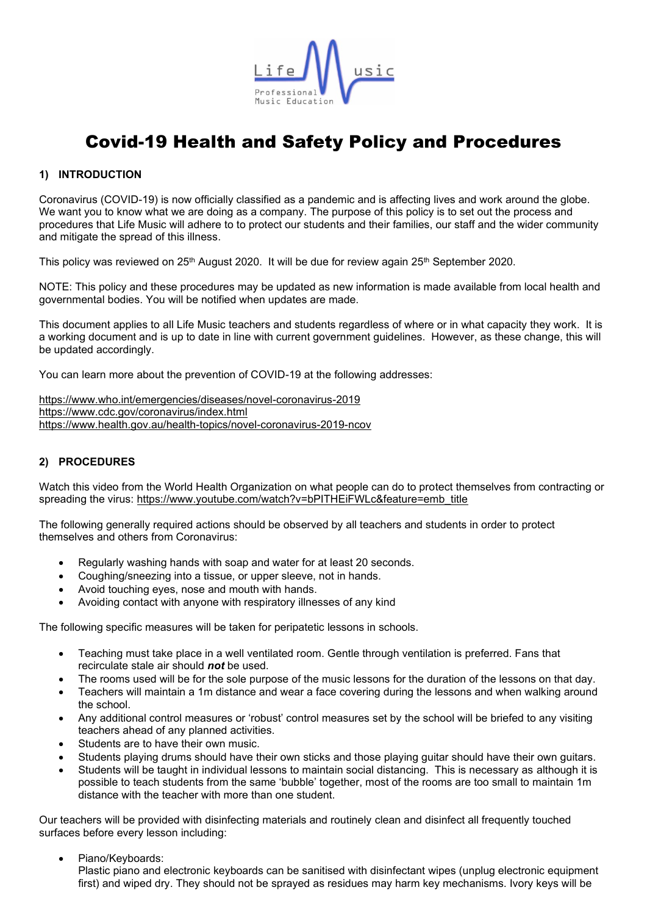# Covid-19 Health and Safety Policy and Procedures

## 1) INTRODUCTION

Coronavirus (COVID-19) is now officially classified as a pandemic and is affecting lives and work around the globe. We want you to know what we are doing as a company. The purpose of this policy is to set out the process and procedures that Life Music will adhere to to protect our students and their families, our staff and the wider community and mitigate the spread of this illness.

This policy was reviewed on 25th August 2020. It will be due for review again 25th September 2020.

NOTE: This policy and these procedures may be updated as new information is made available from local health and governmental bodies. You will be notified when updates are made.

This document applies to all Life Music teachers and students regardless of where or in what capacity they work. It is a working document and is up to date in line with current government guidelines. However, as these change, this will be updated accordingly.

You can learn more about the prevention of COVID-19 at the following addresses:

https://www.who.int/emergencies/diseases/novel-coronavirus-2019
https://www.cdc.gov/coronavirus/index.html
https://www.health.gov.au/health-topics/novel-coronavirus-2019-ncov

## 2) PROCEDURES

Watch this video from the World Health Organization on what people can do to protect themselves from contracting or spreading the virus: https://www.youtube.com/watch?v=bPITHEiFWLc&feature=emb_title

The following generally required actions should be observed by all teachers and students in order to protect themselves and others from Coronavirus:

- Regularly washing hands with soap and water for at least 20 seconds.
- Coughing/sneezing into a tissue, or upper sleeve, not in hands.
- Avoid touching eyes, nose and mouth with hands.
- Avoiding contact with anyone with respiratory illnesses of any kind

The following specific measures will be taken for peripatetic lessons in schools.

- Teaching must take place in a well ventilated room. Gentle through ventilation is preferred. Fans that recirculate stale air should ***not*** be used.
- The rooms used will be for the sole purpose of the music lessons for the duration of the lessons on that day.
- Teachers will maintain a 1m distance and wear a face covering during the lessons and when walking around the school.
- Any additional control measures or 'robust' control measures set by the school will be briefed to any visiting teachers ahead of any planned activities.
- Students are to have their own music.
- Students playing drums should have their own sticks and those playing guitar should have their own guitars.
- Students will be taught in individual lessons to maintain social distancing. This is necessary as although it is possible to teach students from the same 'bubble' together, most of the rooms are too small to maintain 1m distance with the teacher with more than one student.

Our teachers will be provided with disinfecting materials and routinely clean and disinfect all frequently touched surfaces before every lesson including:

- Piano/Keyboards:
  Plastic piano and electronic keyboards can be sanitised with disinfectant wipes (unplug electronic equipment first) and wiped dry. They should not be sprayed as residues may harm key mechanisms. Ivory keys will be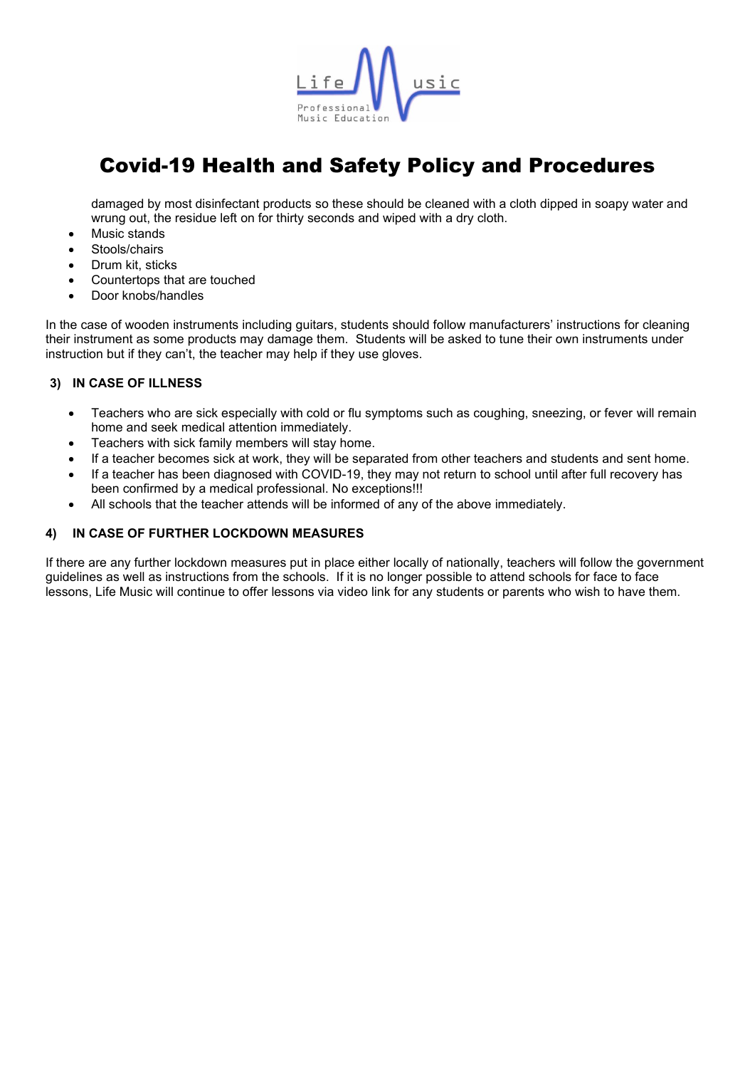damaged by most disinfectant products so these should be cleaned with a cloth dipped in soapy water and wrung out, the residue left on for thirty seconds and wiped with a dry cloth.

- Music stands
- Stools/chairs
- Drum kit, sticks
- Countertops that are touched
- Door knobs/handles

In the case of wooden instruments including guitars, students should follow manufacturers' instructions for cleaning their instrument as some products may damage them. Students will be asked to tune their own instruments under instruction but if they can't, the teacher may help if they use gloves.

**3) IN CASE OF ILLNESS**

- Teachers who are sick especially with cold or flu symptoms such as coughing, sneezing, or fever will remain home and seek medical attention immediately.
- Teachers with sick family members will stay home.
- If a teacher becomes sick at work, they will be separated from other teachers and students and sent home.
- If a teacher has been diagnosed with COVID-19, they may not return to school until after full recovery has been confirmed by a medical professional. No exceptions!!!
- All schools that the teacher attends will be informed of any of the above immediately.

**4) IN CASE OF FURTHER LOCKDOWN MEASURES**

If there are any further lockdown measures put in place either locally of nationally, teachers will follow the government guidelines as well as instructions from the schools. If it is no longer possible to attend schools for face to face lessons, Life Music will continue to offer lessons via video link for any students or parents who wish to have them.